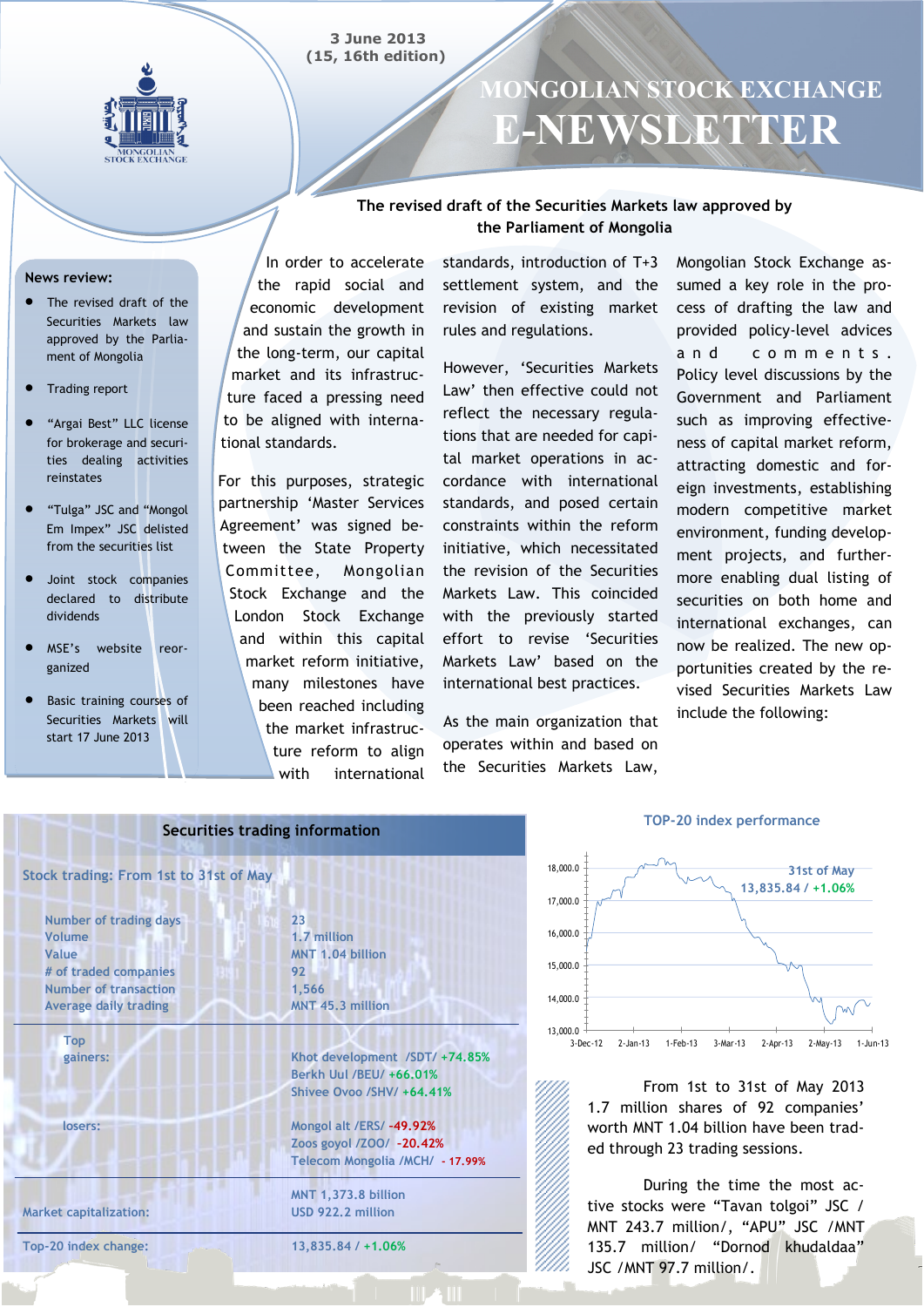3 June 2013
(15, 16th edition)

# MONGOLIAN STOCK EXCHANGE E-NEWSLETTER

**News review:**

- The revised draft of the Securities Markets law approved by the Parliament of Mongolia
- Trading report
- "Argai Best" LLC license for brokerage and securities dealing activities reinstates
- "Tulga" JSC and "Mongol Em Impex" JSC delisted from the securities list
- Joint stock companies declared to distribute dividends
- MSE's website reorganized
- Basic training courses of Securities Markets will start 17 June 2013

## The revised draft of the Securities Markets law approved by the Parliament of Mongolia

In order to accelerate the rapid social and economic development and sustain the growth in the long-term, our capital market and its infrastructure faced a pressing need to be aligned with international standards.

For this purposes, strategic partnership 'Master Services Agreement' was signed between the State Property Committee, Mongolian Stock Exchange and the London Stock Exchange and within this capital market reform initiative, many milestones have been reached including the market infrastructure reform to align with international standards, introduction of T+3 settlement system, and the revision of existing market rules and regulations.

However, 'Securities Markets Law' then effective could not reflect the necessary regulations that are needed for capital market operations in accordance with international standards, and posed certain constraints within the reform initiative, which necessitated the revision of the Securities Markets Law. This coincided with the previously started effort to revise 'Securities Markets Law' based on the international best practices.

As the main organization that operates within and based on the Securities Markets Law, Mongolian Stock Exchange assumed a key role in the process of drafting the law and provided policy-level advices and comments. Policy level discussions by the Government and Parliament such as improving effectiveness of capital market reform, attracting domestic and foreign investments, establishing modern competitive market environment, funding development projects, and furthermore enabling dual listing of securities on both home and international exchanges, can now be realized. The new opportunities created by the revised Securities Markets Law include the following:

## Securities trading information

**Stock trading: From 1st to 31st of May**

| | |
|---|---|
| Number of trading days | 23 |
| Volume | 1.7 million |
| Value | MNT 1.04 billion |
| # of traded companies | 92 |
| Number of transaction | 1,566 |
| Average daily trading | MNT 45.3 million |
| Top gainers: | Khot development /SDT/ +74.85%<br>Berkh Uul /BEU/ +66.01%<br>Shivee Ovoo /SHV/ +64.41% |
| losers: | Mongol alt /ERS/ -49.92%<br>Zoos goyol /ZOO/ -20.42%<br>Telecom Mongolia /MCH/ - 17.99% |
| Market capitalization: | MNT 1,373.8 billion<br>USD 922.2 million |
| Top-20 index change: | 13,835.84 / +1.06% |

**TOP-20 index performance**

31st of May: 13,835.84 / +1.06%

From 1st to 31st of May 2013 1.7 million shares of 92 companies' worth MNT 1.04 billion have been traded through 23 trading sessions.

During the time the most active stocks were "Tavan tolgoi" JSC / MNT 243.7 million/, "APU" JSC /MNT 135.7 million/ "Dornod khudaldaa" JSC /MNT 97.7 million/.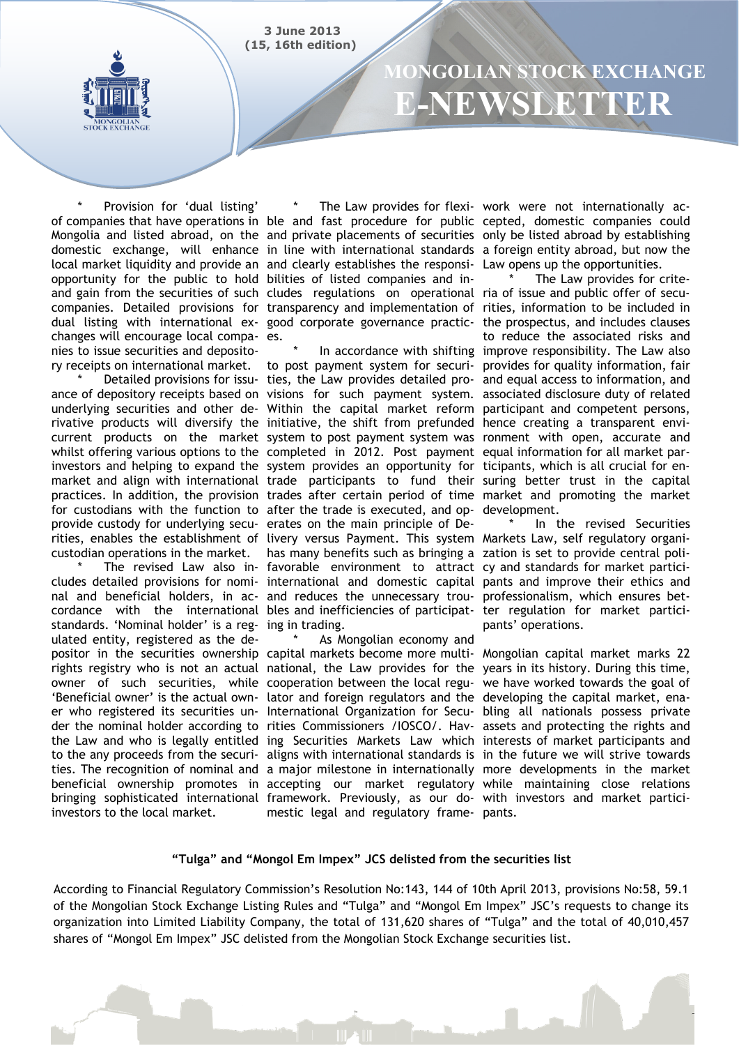* Provision for 'dual listing' of companies that have operations in Mongolia and listed abroad, on the domestic exchange, will enhance local market liquidity and provide an opportunity for the public to hold and gain from the securities of such companies. Detailed provisions for dual listing with international exchanges will encourage local companies to issue securities and depository receipts on international market.

* Detailed provisions for issuance of depository receipts based on underlying securities and other derivative products will diversify the current products on the market whilst offering various options to the investors and helping to expand the market and align with international practices. In addition, the provision for custodians with the function to provide custody for underlying securities, enables the establishment of custodian operations in the market.

* The revised Law also includes detailed provisions for nominal and beneficial holders, in accordance with the international standards. 'Nominal holder' is a regulated entity, registered as the depositor in the securities ownership rights registry who is not an actual owner of such securities, while 'Beneficial owner' is the actual owner who registered its securities under the nominal holder according to the Law and who is legally entitled to the any proceeds from the securities. The recognition of nominal and beneficial ownership promotes in bringing sophisticated international investors to the local market.

* The Law provides for flexible and fast procedure for public and private placements of securities in line with international standards and clearly establishes the responsibilities of listed companies and includes regulations on operational transparency and implementation of good corporate governance practices.

* In accordance with shifting to post payment system for securities, the Law provides detailed provisions for such payment system. Within the capital market reform initiative, the shift from prefunded system to post payment system was completed in 2012. Post payment system provides an opportunity for trade participants to fund their trades after certain period of time after the trade is executed, and operates on the main principle of Delivery versus Payment. This system has many benefits such as bringing a favorable environment to attract international and domestic capital and reduces the unnecessary troubles and inefficiencies of participating in trading.

* As Mongolian economy and capital markets become more multinational, the Law provides for the cooperation between the local regulator and foreign regulators and the International Organization for Securities Commissioners /IOSCO/. Having Securities Markets Law which aligns with international standards is a major milestone in internationally accepting our market regulatory framework. Previously, as our domestic legal and regulatory framework were not internationally accepted, domestic companies could only be listed abroad by establishing a foreign entity abroad, but now the Law opens up the opportunities.

* The Law provides for criteria of issue and public offer of securities, information to be included in the prospectus, and includes clauses to reduce the associated risks and improve responsibility. The Law also provides for quality information, fair and equal access to information, and associated disclosure duty of related participant and competent persons, hence creating a transparent environment with open, accurate and equal information for all market participants, which is all crucial for ensuring better trust in the capital market and promoting the market development.

* In the revised Securities Markets Law, self regulatory organization is set to provide central policy and standards for market participants and improve their ethics and professionalism, which ensures better regulation for market participants' operations.

Mongolian capital market marks 22 years in its history. During this time, we have worked towards the goal of developing the capital market, enabling all nationals possess private assets and protecting the rights and interests of market participants and in the future we will strive towards more developments in the market while maintaining close relations with investors and market participants.

**"Tulga" and "Mongol Em Impex" JCS delisted from the securities list**

According to Financial Regulatory Commission's Resolution No:143, 144 of 10th April 2013, provisions No:58, 59.1 of the Mongolian Stock Exchange Listing Rules and "Tulga" and "Mongol Em Impex" JSC's requests to change its organization into Limited Liability Company, the total of 131,620 shares of "Tulga" and the total of 40,010,457 shares of "Mongol Em Impex" JSC delisted from the Mongolian Stock Exchange securities list.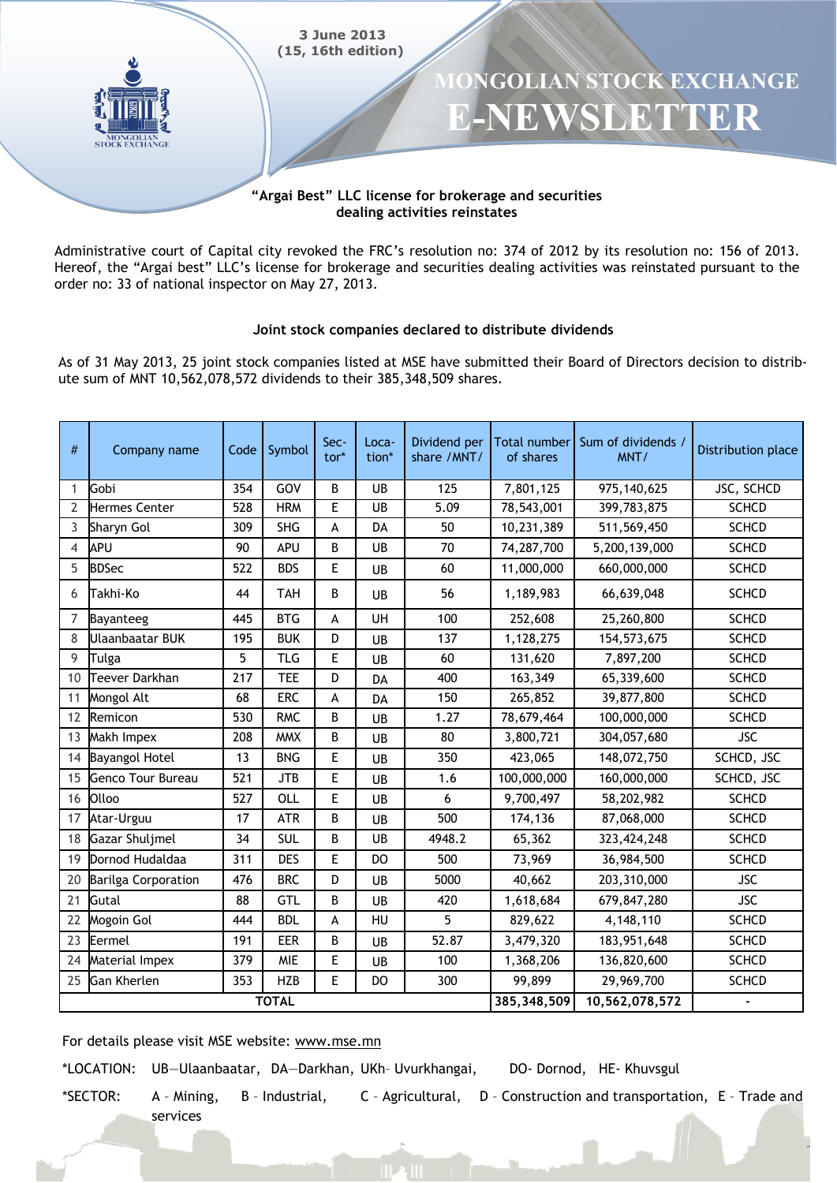## "Argai Best" LLC license for brokerage and securities dealing activities reinstates

Administrative court of Capital city revoked the FRC's resolution no: 374 of 2012 by its resolution no: 156 of 2013. Hereof, the "Argai best" LLC's license for brokerage and securities dealing activities was reinstated pursuant to the order no: 33 of national inspector on May 27, 2013.

## Joint stock companies declared to distribute dividends

As of 31 May 2013, 25 joint stock companies listed at MSE have submitted their Board of Directors decision to distribute sum of MNT 10,562,078,572 dividends to their 385,348,509 shares.

| # | Company name | Code | Symbol | Sector* | Location* | Dividend per share /MNT/ | Total number of shares | Sum of dividends /MNT/ | Distribution place |
|---|---|---|---|---|---|---|---|---|---|
| 1 | Gobi | 354 | GOV | B | UB | 125 | 7,801,125 | 975,140,625 | JSC, SCHCD |
| 2 | Hermes Center | 528 | HRM | E | UB | 5.09 | 78,543,001 | 399,783,875 | SCHCD |
| 3 | Sharyn Gol | 309 | SHG | A | DA | 50 | 10,231,389 | 511,569,450 | SCHCD |
| 4 | APU | 90 | APU | B | UB | 70 | 74,287,700 | 5,200,139,000 | SCHCD |
| 5 | BDSec | 522 | BDS | E | UB | 60 | 11,000,000 | 660,000,000 | SCHCD |
| 6 | Takhi-Ko | 44 | TAH | B | UB | 56 | 1,189,983 | 66,639,048 | SCHCD |
| 7 | Bayanteeg | 445 | BTG | A | UH | 100 | 252,608 | 25,260,800 | SCHCD |
| 8 | Ulaanbaatar BUK | 195 | BUK | D | UB | 137 | 1,128,275 | 154,573,675 | SCHCD |
| 9 | Tulga | 5 | TLG | E | UB | 60 | 131,620 | 7,897,200 | SCHCD |
| 10 | Teever Darkhan | 217 | TEE | D | DA | 400 | 163,349 | 65,339,600 | SCHCD |
| 11 | Mongol Alt | 68 | ERC | A | DA | 150 | 265,852 | 39,877,800 | SCHCD |
| 12 | Remicon | 530 | RMC | B | UB | 1.27 | 78,679,464 | 100,000,000 | SCHCD |
| 13 | Makh Impex | 208 | MMX | B | UB | 80 | 3,800,721 | 304,057,680 | JSC |
| 14 | Bayangol Hotel | 13 | BNG | E | UB | 350 | 423,065 | 148,072,750 | SCHCD, JSC |
| 15 | Genco Tour Bureau | 521 | JTB | E | UB | 1.6 | 100,000,000 | 160,000,000 | SCHCD, JSC |
| 16 | Olloo | 527 | OLL | E | UB | 6 | 9,700,497 | 58,202,982 | SCHCD |
| 17 | Atar-Urguu | 17 | ATR | B | UB | 500 | 174,136 | 87,068,000 | SCHCD |
| 18 | Gazar Shuljmel | 34 | SUL | B | UB | 4948.2 | 65,362 | 323,424,248 | SCHCD |
| 19 | Dornod Hudaldaa | 311 | DES | E | DO | 500 | 73,969 | 36,984,500 | SCHCD |
| 20 | Barilga Corporation | 476 | BRC | D | UB | 5000 | 40,662 | 203,310,000 | JSC |
| 21 | Gutal | 88 | GTL | B | UB | 420 | 1,618,684 | 679,847,280 | JSC |
| 22 | Mogoin Gol | 444 | BDL | A | HU | 5 | 829,622 | 4,148,110 | SCHCD |
| 23 | Eermel | 191 | EER | B | UB | 52.87 | 3,479,320 | 183,951,648 | SCHCD |
| 24 | Material Impex | 379 | MIE | E | UB | 100 | 1,368,206 | 136,820,600 | SCHCD |
| 25 | Gan Kherlen | 353 | HZB | E | DO | 300 | 99,899 | 29,969,700 | SCHCD |
| | **TOTAL** | | | | | | **385,348,509** | **10,562,078,572** | - |

For details please visit MSE website: www.mse.mn

*LOCATION: UB—Ulaanbaatar, DA—Darkhan, UKh- Uvurkhangai, DO- Dornod, HE- Khuvsgul

*SECTOR: A – Mining, B – Industrial, C – Agricultural, D – Construction and transportation, E – Trade and services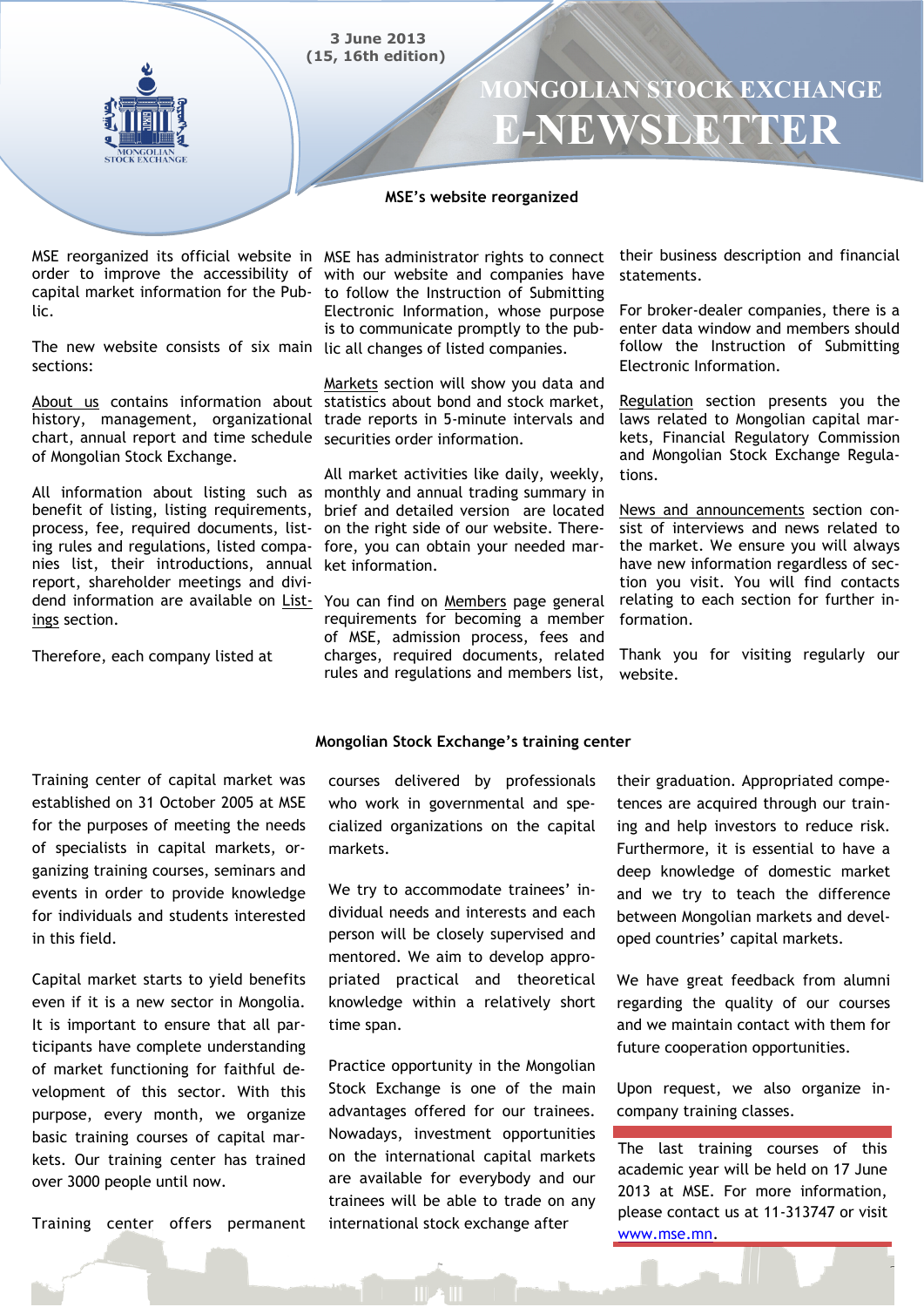3 June 2013
(15, 16th edition)

# MONGOLIAN STOCK EXCHANGE E-NEWSLETTER

## MSE's website reorganized

MSE reorganized its official website in order to improve the accessibility of capital market information for the Public.

The new website consists of six main sections:

About us contains information about history, management, organizational chart, annual report and time schedule of Mongolian Stock Exchange.

All information about listing such as benefit of listing, listing requirements, process, fee, required documents, listing rules and regulations, listed companies list, their introductions, annual report, shareholder meetings and dividend information are available on Listings section.

Therefore, each company listed at MSE has administrator rights to connect with our website and companies have to follow the Instruction of Submitting Electronic Information, whose purpose is to communicate promptly to the public all changes of listed companies.

Markets section will show you data and statistics about bond and stock market, trade reports in 5-minute intervals and securities order information.

All market activities like daily, weekly, monthly and annual trading summary in brief and detailed version are located on the right side of our website. Therefore, you can obtain your needed market information.

You can find on Members page general requirements for becoming a member of MSE, admission process, fees and charges, required documents, related rules and regulations and members list, their business description and financial statements.

For broker-dealer companies, there is a enter data window and members should follow the Instruction of Submitting Electronic Information.

Regulation section presents you the laws related to Mongolian capital markets, Financial Regulatory Commission and Mongolian Stock Exchange Regulations.

News and announcements section consist of interviews and news related to the market. We ensure you will always have new information regardless of section you visit. You will find contacts relating to each section for further information.

Thank you for visiting regularly our website.

## Mongolian Stock Exchange's training center

Training center of capital market was established on 31 October 2005 at MSE for the purposes of meeting the needs of specialists in capital markets, organizing training courses, seminars and events in order to provide knowledge for individuals and students interested in this field.

Capital market starts to yield benefits even if it is a new sector in Mongolia. It is important to ensure that all participants have complete understanding of market functioning for faithful development of this sector. With this purpose, every month, we organize basic training courses of capital markets. Our training center has trained over 3000 people until now.

Training center offers permanent courses delivered by professionals who work in governmental and specialized organizations on the capital markets.

We try to accommodate trainees' individual needs and interests and each person will be closely supervised and mentored. We aim to develop appropriated practical and theoretical knowledge within a relatively short time span.

Practice opportunity in the Mongolian Stock Exchange is one of the main advantages offered for our trainees. Nowadays, investment opportunities on the international capital markets are available for everybody and our trainees will be able to trade on any international stock exchange after their graduation. Appropriated competences are acquired through our training and help investors to reduce risk. Furthermore, it is essential to have a deep knowledge of domestic market and we try to teach the difference between Mongolian markets and developed countries' capital markets.

We have great feedback from alumni regarding the quality of our courses and we maintain contact with them for future cooperation opportunities.

Upon request, we also organize in-company training classes.

The last training courses of this academic year will be held on 17 June 2013 at MSE. For more information, please contact us at 11-313747 or visit www.mse.mn.